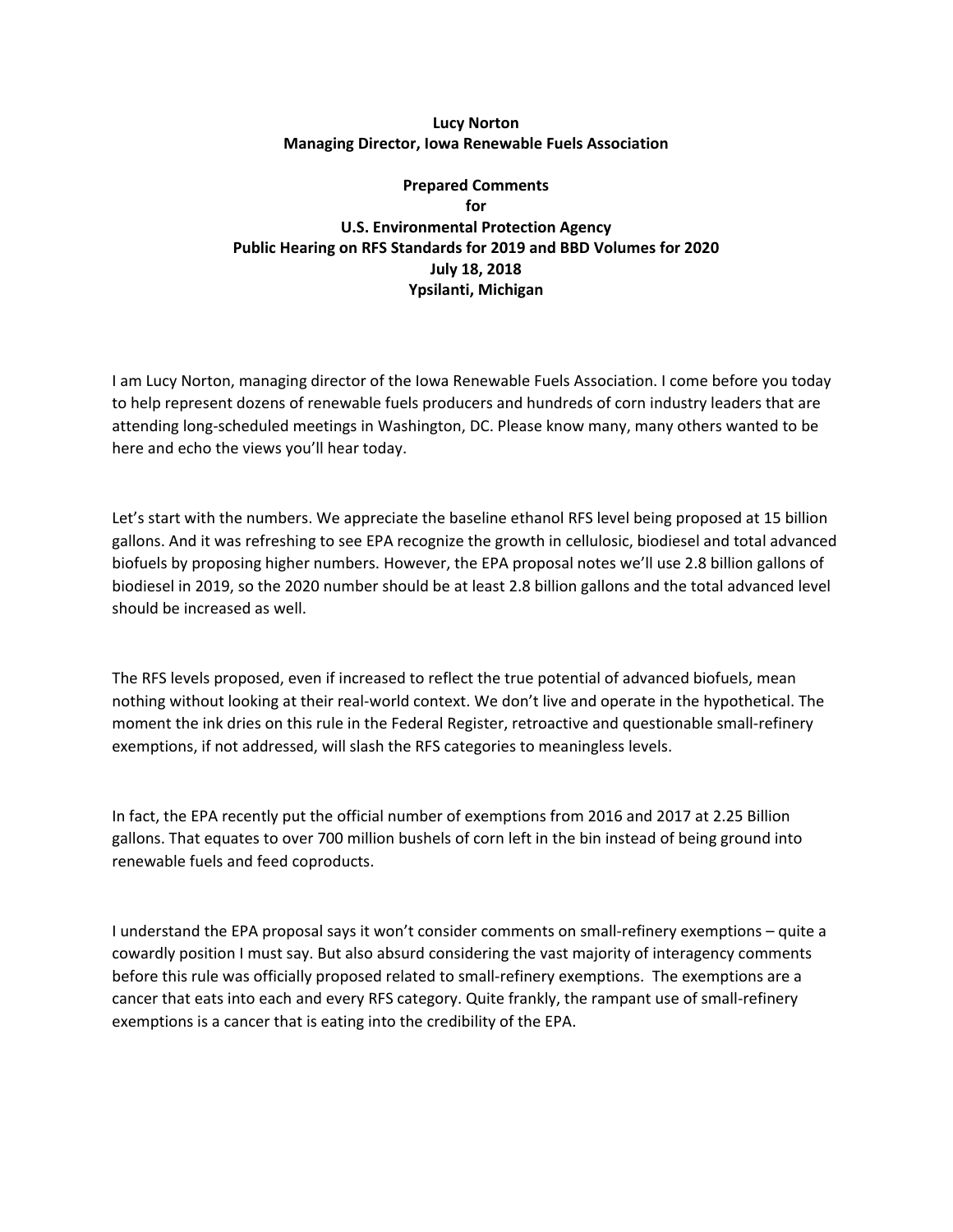**Lucy Norton**
**Managing Director, Iowa Renewable Fuels Association**

**Prepared Comments**
**for**
**U.S. Environmental Protection Agency**
**Public Hearing on RFS Standards for 2019 and BBD Volumes for 2020**
**July 18, 2018**
**Ypsilanti, Michigan**

I am Lucy Norton, managing director of the Iowa Renewable Fuels Association. I come before you today to help represent dozens of renewable fuels producers and hundreds of corn industry leaders that are attending long-scheduled meetings in Washington, DC. Please know many, many others wanted to be here and echo the views you'll hear today.

Let's start with the numbers. We appreciate the baseline ethanol RFS level being proposed at 15 billion gallons. And it was refreshing to see EPA recognize the growth in cellulosic, biodiesel and total advanced biofuels by proposing higher numbers. However, the EPA proposal notes we'll use 2.8 billion gallons of biodiesel in 2019, so the 2020 number should be at least 2.8 billion gallons and the total advanced level should be increased as well.

The RFS levels proposed, even if increased to reflect the true potential of advanced biofuels, mean nothing without looking at their real-world context. We don't live and operate in the hypothetical. The moment the ink dries on this rule in the Federal Register, retroactive and questionable small-refinery exemptions, if not addressed, will slash the RFS categories to meaningless levels.

In fact, the EPA recently put the official number of exemptions from 2016 and 2017 at 2.25 Billion gallons. That equates to over 700 million bushels of corn left in the bin instead of being ground into renewable fuels and feed coproducts.

I understand the EPA proposal says it won't consider comments on small-refinery exemptions – quite a cowardly position I must say. But also absurd considering the vast majority of interagency comments before this rule was officially proposed related to small-refinery exemptions. The exemptions are a cancer that eats into each and every RFS category. Quite frankly, the rampant use of small-refinery exemptions is a cancer that is eating into the credibility of the EPA.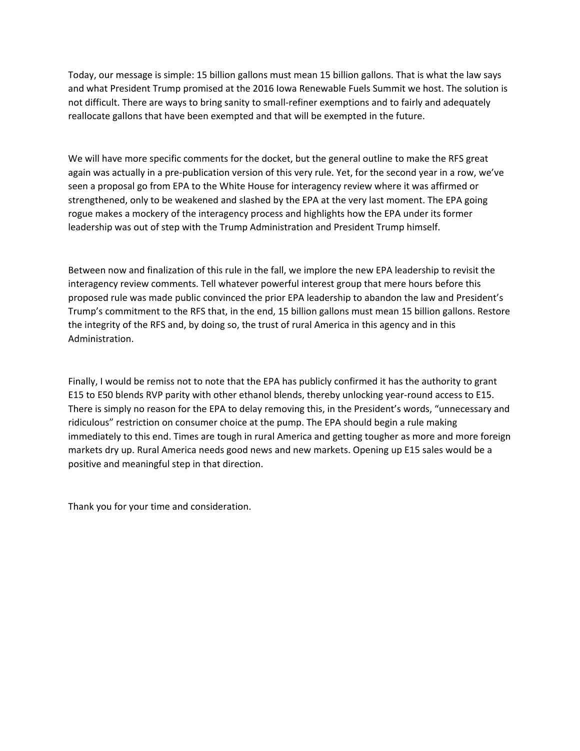Today, our message is simple: 15 billion gallons must mean 15 billion gallons. That is what the law says and what President Trump promised at the 2016 Iowa Renewable Fuels Summit we host. The solution is not difficult. There are ways to bring sanity to small-refiner exemptions and to fairly and adequately reallocate gallons that have been exempted and that will be exempted in the future.

We will have more specific comments for the docket, but the general outline to make the RFS great again was actually in a pre-publication version of this very rule. Yet, for the second year in a row, we've seen a proposal go from EPA to the White House for interagency review where it was affirmed or strengthened, only to be weakened and slashed by the EPA at the very last moment. The EPA going rogue makes a mockery of the interagency process and highlights how the EPA under its former leadership was out of step with the Trump Administration and President Trump himself.

Between now and finalization of this rule in the fall, we implore the new EPA leadership to revisit the interagency review comments. Tell whatever powerful interest group that mere hours before this proposed rule was made public convinced the prior EPA leadership to abandon the law and President's Trump's commitment to the RFS that, in the end, 15 billion gallons must mean 15 billion gallons. Restore the integrity of the RFS and, by doing so, the trust of rural America in this agency and in this Administration.

Finally, I would be remiss not to note that the EPA has publicly confirmed it has the authority to grant E15 to E50 blends RVP parity with other ethanol blends, thereby unlocking year-round access to E15. There is simply no reason for the EPA to delay removing this, in the President's words, "unnecessary and ridiculous" restriction on consumer choice at the pump. The EPA should begin a rule making immediately to this end. Times are tough in rural America and getting tougher as more and more foreign markets dry up. Rural America needs good news and new markets. Opening up E15 sales would be a positive and meaningful step in that direction.

Thank you for your time and consideration.